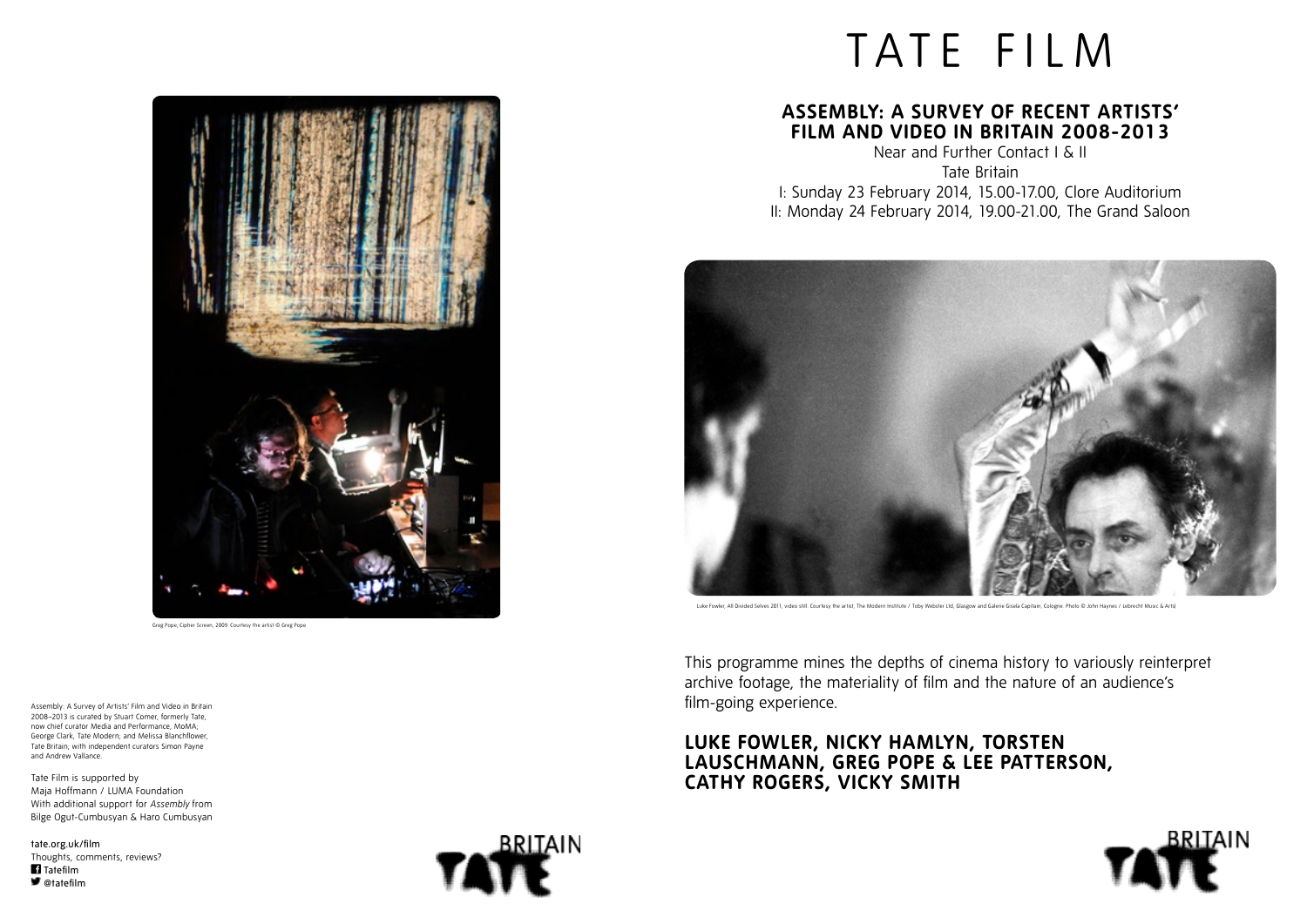# TATE FILM

## ASSEMBLY: A SURVEY OF RECENT ARTISTS' FILM AND VIDEO IN BRITAIN 2008-2013

Near and Further Contact I & II

Tate Britain

I: Sunday 23 February 2014, 15.00-17.00, Clore Auditorium

II: Monday 24 February 2014, 19.00-21.00, The Grand Saloon

Greg Pope, Cipher Screen, 2009. Courtesy the artist © Greg Pope

Luke Fowler, All Divided Selves 2011, video still. Courtesy the artist, The Modern Institute / Toby Webster Ltd, Glasgow and Galerie Gisela Capitain, Cologne. Photo © John Haynes / Lebrecht Music & Arts

This programme mines the depths of cinema history to variously reinterpret archive footage, the materiality of film and the nature of an audience's film-going experience.

**LUKE FOWLER, NICKY HAMLYN, TORSTEN LAUSCHMANN, GREG POPE & LEE PATTERSON, CATHY ROGERS, VICKY SMITH**

Assembly: A Survey of Artists' Film and Video in Britain 2008–2013 is curated by Stuart Comer, formerly Tate, now chief curator Media and Performance, MoMA; George Clark, Tate Modern; and Melissa Blanchflower, Tate Britain; with independent curators Simon Payne and Andrew Vallance.

Tate Film is supported by
Maja Hoffmann / LUMA Foundation
With additional support for *Assembly* from
Bilge Ogut-Cumbusyan & Haro Cumbusyan

tate.org.uk/film
Thoughts, comments, reviews?
Tatefilm
@tatefilm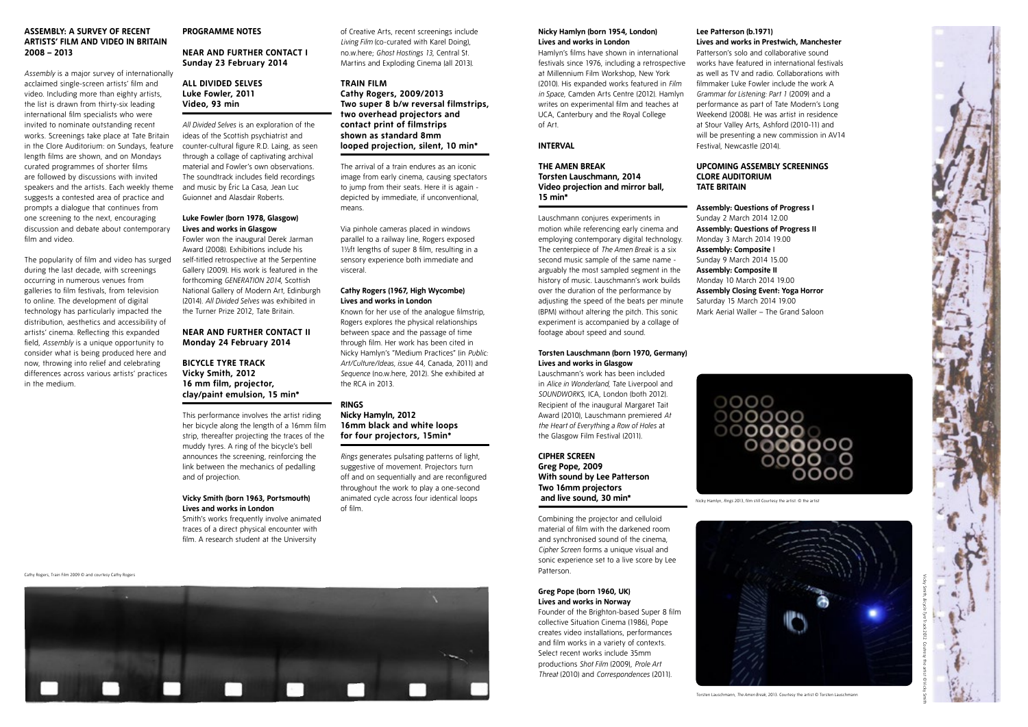## ASSEMBLY: A SURVEY OF RECENT ARTISTS' FILM AND VIDEO IN BRITAIN 2008 – 2013

*Assembly* is a major survey of internationally acclaimed single-screen artists' film and video. Including more than eighty artists, the list is drawn from thirty-six leading international film specialists who were invited to nominate outstanding recent works. Screenings take place at Tate Britain in the Clore Auditorium: on Sundays, feature length films are shown, and on Mondays curated programmes of shorter films are followed by discussions with invited speakers and the artists. Each weekly theme suggests a contested area of practice and prompts a dialogue that continues from one screening to the next, encouraging discussion and debate about contemporary film and video.

The popularity of film and video has surged during the last decade, with screenings occurring in numerous venues from galleries to film festivals, from television to online. The development of digital technology has particularly impacted the distribution, aesthetics and accessibility of artists' cinema. Reflecting this expanded field, *Assembly* is a unique opportunity to consider what is being produced here and now, throwing into relief and celebrating differences across various artists' practices in the medium.

Cathy Rogers, Train Film 2009 © and courtesy Cathy Rogers

## PROGRAMME NOTES

### NEAR AND FURTHER CONTACT I
### Sunday 23 February 2014

### ALL DIVIDED SELVES
**Luke Fowler, 2011**
**Video, 93 min**

*All Divided Selves* is an exploration of the ideas of the Scottish psychiatrist and counter-cultural figure R.D. Laing, as seen through a collage of captivating archival material and Fowler's own observations. The soundtrack includes field recordings and music by Éric La Casa, Jean Luc Guionnet and Alasdair Roberts.

**Luke Fowler (born 1978, Glasgow)**
**Lives and works in Glasgow**
Fowler won the inaugural Derek Jarman Award (2008). Exhibitions include his self-titled retrospective at the Serpentine Gallery (2009). His work is featured in the forthcoming *GENERATION 2014*, Scottish National Gallery of Modern Art, Edinburgh (2014). *All Divided Selves* was exhibited in the Turner Prize 2012, Tate Britain.

### NEAR AND FURTHER CONTACT II
### Monday 24 February 2014

### BICYCLE TYRE TRACK
**Vicky Smith, 2012**
**16 mm film, projector, clay/paint emulsion, 15 min***

This performance involves the artist riding her bicycle along the length of a 16mm film strip, thereafter projecting the traces of the muddy tyres. A ring of the bicycle's bell announces the screening, reinforcing the link between the mechanics of pedalling and of projection.

**Vicky Smith (born 1963, Portsmouth)**
**Lives and works in London**
Smith's works frequently involve animated traces of a direct physical encounter with film. A research student at the University of Creative Arts, recent screenings include *Living Film* (co-curated with Karel Doing), no.w.here; *Ghost Hostings 13*, Central St. Martins and Exploding Cinema (all 2013).

### TRAIN FILM
**Cathy Rogers, 2009/2013**
**Two super 8 b/w reversal filmstrips, two overhead projectors and contact print of filmstrips shown as standard 8mm looped projection, silent, 10 min***

The arrival of a train endures as an iconic image from early cinema, causing spectators to jump from their seats. Here it is again - depicted by immediate, if unconventional, means.

Via pinhole cameras placed in windows parallel to a railway line, Rogers exposed 1½ft lengths of super 8 film, resulting in a sensory experience both immediate and visceral.

**Cathy Rogers (1967, High Wycombe)**
**Lives and works in London**
Known for her use of the analogue filmstrip, Rogers explores the physical relationships between space and the passage of time through film. Her work has been cited in Nicky Hamlyn's "Medium Practices" (in *Public: Art/Culture/Ideas*, issue 44, Canada, 2011) and *Sequence* (no.w.here, 2012). She exhibited at the RCA in 2013.

### RINGS
**Nicky Hamlyn, 2012**
**16mm black and white loops for four projectors, 15min***

*Rings* generates pulsating patterns of light, suggestive of movement. Projectors turn off and on sequentially and are reconfigured throughout the work to play a one-second animated cycle across four identical loops of film.

**Nicky Hamlyn (born 1954, London)**
**Lives and works in London**
Hamlyn's films have shown in international festivals since 1976, including a retrospective at Millennium Film Workshop, New York (2010). His expanded works featured in *Film in Space*, Camden Arts Centre (2012). Hamlyn writes on experimental film and teaches at UCA, Canterbury and the Royal College of Art.

### INTERVAL

### THE AMEN BREAK
**Torsten Lauschmann, 2014**
**Video projection and mirror ball, 15 min***

Lauschmann conjures experiments in motion while referencing early cinema and employing contemporary digital technology. The centerpiece of *The Amen Break* is a six second music sample of the same name - arguably the most sampled segment in the history of music. Lauschmann's work builds over the duration of the performance by adjusting the speed of the beats per minute (BPM) without altering the pitch. This sonic experiment is accompanied by a collage of footage about speed and sound.

**Torsten Lauschmann (born 1970, Germany)**
**Lives and works in Glasgow**
Lauschmann's work has been included in *Alice in Wonderland*, Tate Liverpool and *SOUNDWORKS*, ICA, London (both 2012). Recipient of the inaugural Margaret Tait Award (2010), Lauschmann premiered *At the Heart of Everything a Row of Holes* at the Glasgow Film Festival (2011).

### CIPHER SCREEN
**Greg Pope, 2009**
**With sound by Lee Patterson**
**Two 16mm projectors and live sound, 30 min***

Combining the projector and celluloid material of film with the darkened room and synchronised sound of the cinema, *Cipher Screen* forms a unique visual and sonic experience set to a live score by Lee Patterson.

**Greg Pope (born 1960, UK)**
**Lives and works in Norway**
Founder of the Brighton-based Super 8 film collective Situation Cinema (1986), Pope creates video installations, performances and film works in a variety of contexts. Select recent works include 35mm productions *Shot Film* (2009), *Prole Art Threat* (2010) and *Correspondences* (2011).

**Lee Patterson (b.1971)**
**Lives and works in Prestwich, Manchester**
Patterson's solo and collaborative sound works have featured in international festivals as well as TV and radio. Collaborations with filmmaker Luke Fowler include the work A *Grammar for Listening: Part 1* (2009) and a performance as part of Tate Modern's Long Weekend (2008). He was artist in residence at Stour Valley Arts, Ashford (2010-11) and will be presenting a new commission in AV14 Festival, Newcastle (2014).

### UPCOMING ASSEMBLY SCREENINGS
### CLORE AUDITORIUM
### TATE BRITAIN

**Assembly: Questions of Progress I**
Sunday 2 March 2014 12.00
**Assembly: Questions of Progress II**
Monday 3 March 2014 19.00
**Assembly: Composite I**
Sunday 9 March 2014 15.00
**Assembly: Composite II**
Monday 10 March 2014 19.00
**Assembly Closing Event: Yoga Horror**
Saturday 15 March 2014 19.00
Mark Aerial Waller – The Grand Saloon

Nicky Hamlyn, *Rings* 2013, film still Courtesy the artist © the artist

Torsten Lauschmann, *The Amen Break*, 2013. Courtesy the artist © Torsten Lauschmann

Vicky Smith, Bicycle Tyre Track 2012. Courtesy the artist © Vicky Smith